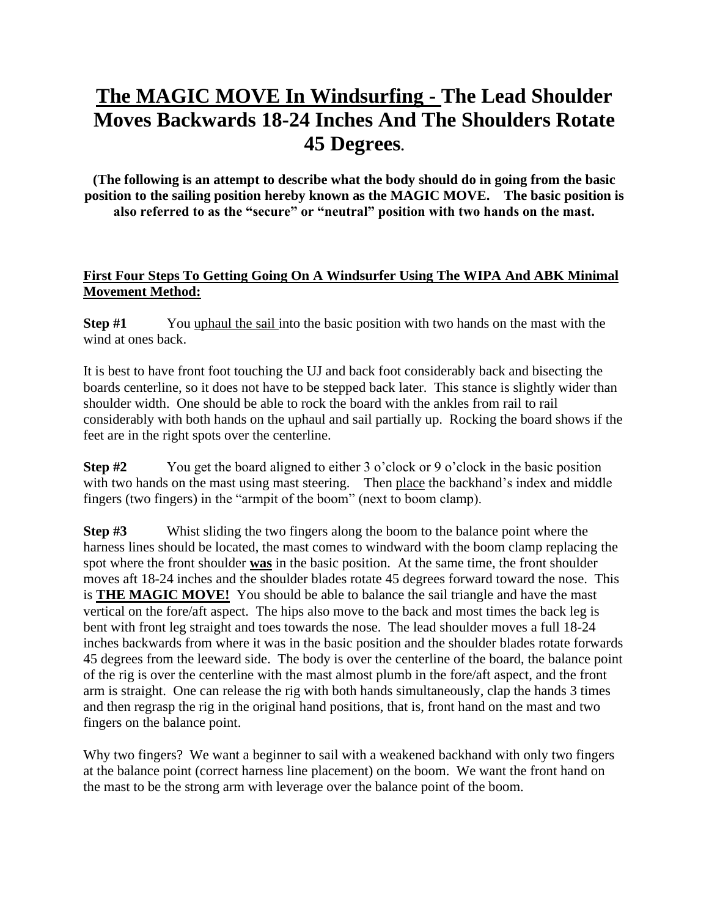# The MAGIC MOVE In Windsurfing - The Lead Shoulder Moves Backwards 18-24 Inches And The Shoulders Rotate 45 Degrees.

**(The following is an attempt to describe what the body should do in going from the basic position to the sailing position hereby known as the MAGIC MOVE. The basic position is also referred to as the "secure" or "neutral" position with two hands on the mast.**

**First Four Steps To Getting Going On A Windsurfer Using The WIPA And ABK Minimal Movement Method:**

**Step #1** You uphaul the sail into the basic position with two hands on the mast with the wind at ones back.

It is best to have front foot touching the UJ and back foot considerably back and bisecting the boards centerline, so it does not have to be stepped back later. This stance is slightly wider than shoulder width. One should be able to rock the board with the ankles from rail to rail considerably with both hands on the uphaul and sail partially up. Rocking the board shows if the feet are in the right spots over the centerline.

**Step #2** You get the board aligned to either 3 o'clock or 9 o'clock in the basic position with two hands on the mast using mast steering. Then place the backhand's index and middle fingers (two fingers) in the "armpit of the boom" (next to boom clamp).

**Step #3** Whist sliding the two fingers along the boom to the balance point where the harness lines should be located, the mast comes to windward with the boom clamp replacing the spot where the front shoulder **was** in the basic position. At the same time, the front shoulder moves aft 18-24 inches and the shoulder blades rotate 45 degrees forward toward the nose. This is **THE MAGIC MOVE!** You should be able to balance the sail triangle and have the mast vertical on the fore/aft aspect. The hips also move to the back and most times the back leg is bent with front leg straight and toes towards the nose. The lead shoulder moves a full 18-24 inches backwards from where it was in the basic position and the shoulder blades rotate forwards 45 degrees from the leeward side. The body is over the centerline of the board, the balance point of the rig is over the centerline with the mast almost plumb in the fore/aft aspect, and the front arm is straight. One can release the rig with both hands simultaneously, clap the hands 3 times and then regrasp the rig in the original hand positions, that is, front hand on the mast and two fingers on the balance point.

Why two fingers? We want a beginner to sail with a weakened backhand with only two fingers at the balance point (correct harness line placement) on the boom. We want the front hand on the mast to be the strong arm with leverage over the balance point of the boom.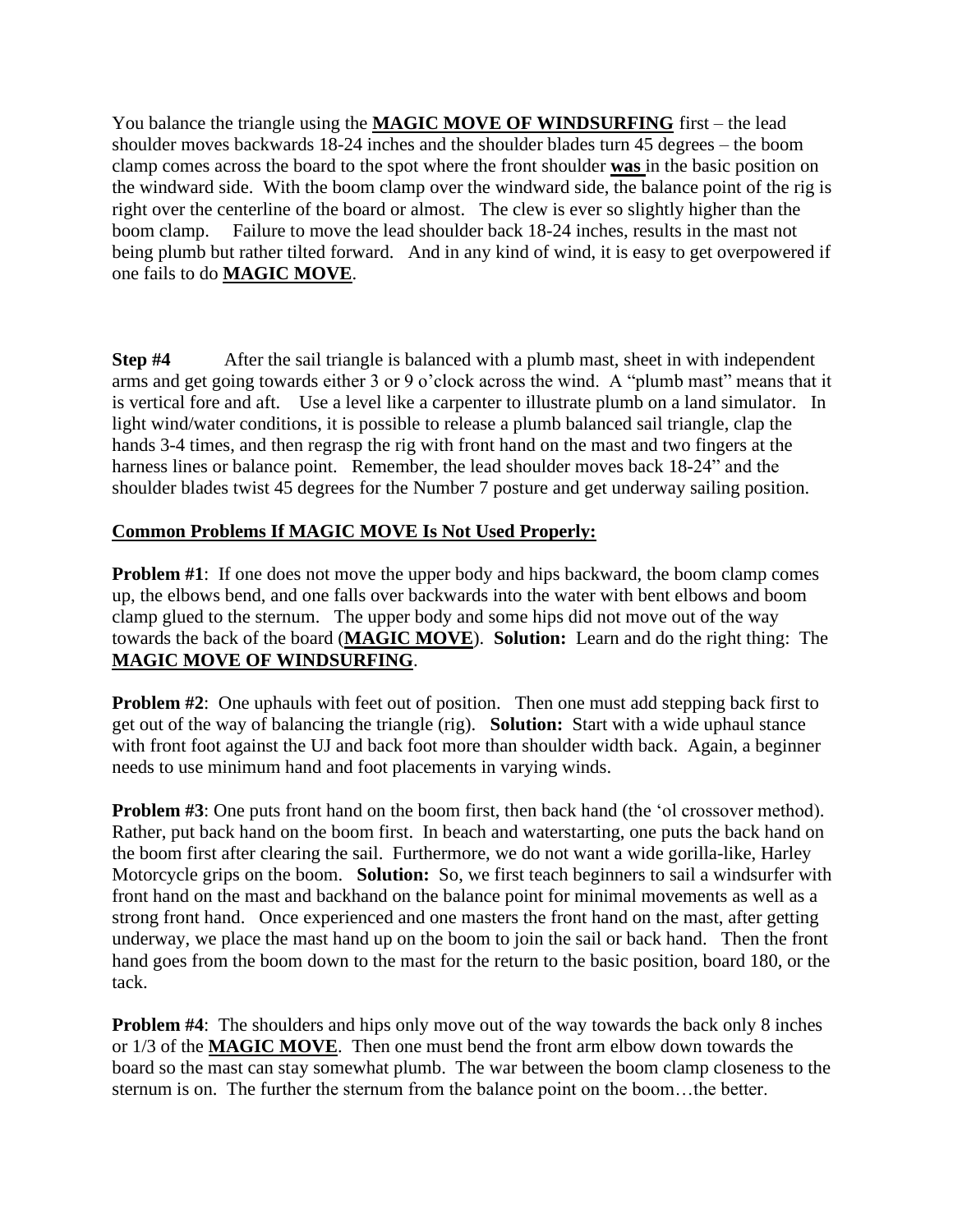You balance the triangle using the **<u>MAGIC MOVE OF WINDSURFING</u>** first – the lead shoulder moves backwards 18-24 inches and the shoulder blades turn 45 degrees – the boom clamp comes across the board to the spot where the front shoulder **<u>was</u>** in the basic position on the windward side. With the boom clamp over the windward side, the balance point of the rig is right over the centerline of the board or almost. The clew is ever so slightly higher than the boom clamp. Failure to move the lead shoulder back 18-24 inches, results in the mast not being plumb but rather tilted forward. And in any kind of wind, it is easy to get overpowered if one fails to do **<u>MAGIC MOVE</u>**.

**Step #4** After the sail triangle is balanced with a plumb mast, sheet in with independent arms and get going towards either 3 or 9 o'clock across the wind. A "plumb mast" means that it is vertical fore and aft. Use a level like a carpenter to illustrate plumb on a land simulator. In light wind/water conditions, it is possible to release a plumb balanced sail triangle, clap the hands 3-4 times, and then regrasp the rig with front hand on the mast and two fingers at the harness lines or balance point. Remember, the lead shoulder moves back 18-24" and the shoulder blades twist 45 degrees for the Number 7 posture and get underway sailing position.

## <u>Common Problems If MAGIC MOVE Is Not Used Properly:</u>

**Problem #1**: If one does not move the upper body and hips backward, the boom clamp comes up, the elbows bend, and one falls over backwards into the water with bent elbows and boom clamp glued to the sternum. The upper body and some hips did not move out of the way towards the back of the board (**<u>MAGIC MOVE</u>**). **Solution:** Learn and do the right thing: The **<u>MAGIC MOVE OF WINDSURFING</u>**.

**Problem #2**: One uphauls with feet out of position. Then one must add stepping back first to get out of the way of balancing the triangle (rig). **Solution:** Start with a wide uphaul stance with front foot against the UJ and back foot more than shoulder width back. Again, a beginner needs to use minimum hand and foot placements in varying winds.

**Problem #3**: One puts front hand on the boom first, then back hand (the 'ol crossover method). Rather, put back hand on the boom first. In beach and waterstarting, one puts the back hand on the boom first after clearing the sail. Furthermore, we do not want a wide gorilla-like, Harley Motorcycle grips on the boom. **Solution:** So, we first teach beginners to sail a windsurfer with front hand on the mast and backhand on the balance point for minimal movements as well as a strong front hand. Once experienced and one masters the front hand on the mast, after getting underway, we place the mast hand up on the boom to join the sail or back hand. Then the front hand goes from the boom down to the mast for the return to the basic position, board 180, or the tack.

**Problem #4**: The shoulders and hips only move out of the way towards the back only 8 inches or 1/3 of the **<u>MAGIC MOVE</u>**. Then one must bend the front arm elbow down towards the board so the mast can stay somewhat plumb. The war between the boom clamp closeness to the sternum is on. The further the sternum from the balance point on the boom…the better.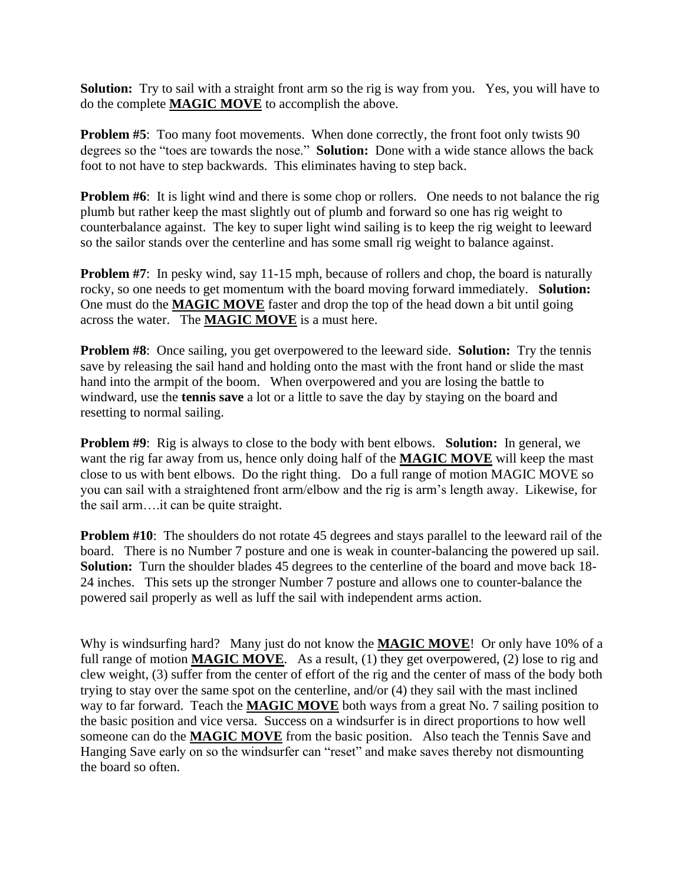**Solution:** Try to sail with a straight front arm so the rig is way from you. Yes, you will have to do the complete **MAGIC MOVE** to accomplish the above.

**Problem #5**: Too many foot movements. When done correctly, the front foot only twists 90 degrees so the "toes are towards the nose." **Solution:** Done with a wide stance allows the back foot to not have to step backwards. This eliminates having to step back.

**Problem #6**: It is light wind and there is some chop or rollers. One needs to not balance the rig plumb but rather keep the mast slightly out of plumb and forward so one has rig weight to counterbalance against. The key to super light wind sailing is to keep the rig weight to leeward so the sailor stands over the centerline and has some small rig weight to balance against.

**Problem #7**: In pesky wind, say 11-15 mph, because of rollers and chop, the board is naturally rocky, so one needs to get momentum with the board moving forward immediately. **Solution:** One must do the **MAGIC MOVE** faster and drop the top of the head down a bit until going across the water. The **MAGIC MOVE** is a must here.

**Problem #8**: Once sailing, you get overpowered to the leeward side. **Solution:** Try the tennis save by releasing the sail hand and holding onto the mast with the front hand or slide the mast hand into the armpit of the boom. When overpowered and you are losing the battle to windward, use the **tennis save** a lot or a little to save the day by staying on the board and resetting to normal sailing.

**Problem #9**: Rig is always to close to the body with bent elbows. **Solution:** In general, we want the rig far away from us, hence only doing half of the **MAGIC MOVE** will keep the mast close to us with bent elbows. Do the right thing. Do a full range of motion MAGIC MOVE so you can sail with a straightened front arm/elbow and the rig is arm's length away. Likewise, for the sail arm….it can be quite straight.

**Problem #10**: The shoulders do not rotate 45 degrees and stays parallel to the leeward rail of the board. There is no Number 7 posture and one is weak in counter-balancing the powered up sail. **Solution:** Turn the shoulder blades 45 degrees to the centerline of the board and move back 18-24 inches. This sets up the stronger Number 7 posture and allows one to counter-balance the powered sail properly as well as luff the sail with independent arms action.

Why is windsurfing hard? Many just do not know the **MAGIC MOVE**! Or only have 10% of a full range of motion **MAGIC MOVE**. As a result, (1) they get overpowered, (2) lose to rig and clew weight, (3) suffer from the center of effort of the rig and the center of mass of the body both trying to stay over the same spot on the centerline, and/or (4) they sail with the mast inclined way to far forward. Teach the **MAGIC MOVE** both ways from a great No. 7 sailing position to the basic position and vice versa. Success on a windsurfer is in direct proportions to how well someone can do the **MAGIC MOVE** from the basic position. Also teach the Tennis Save and Hanging Save early on so the windsurfer can "reset" and make saves thereby not dismounting the board so often.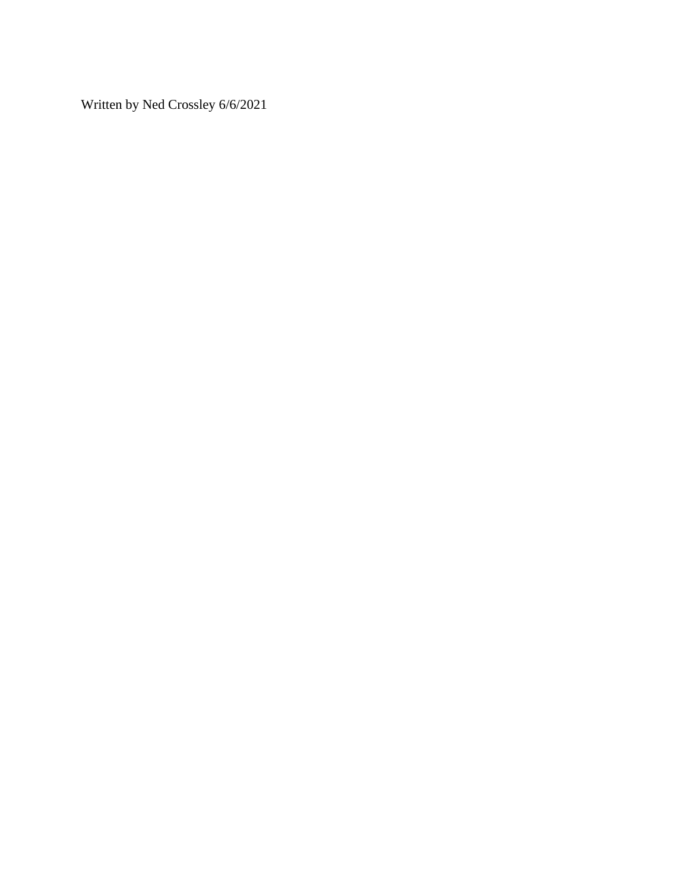Written by Ned Crossley 6/6/2021